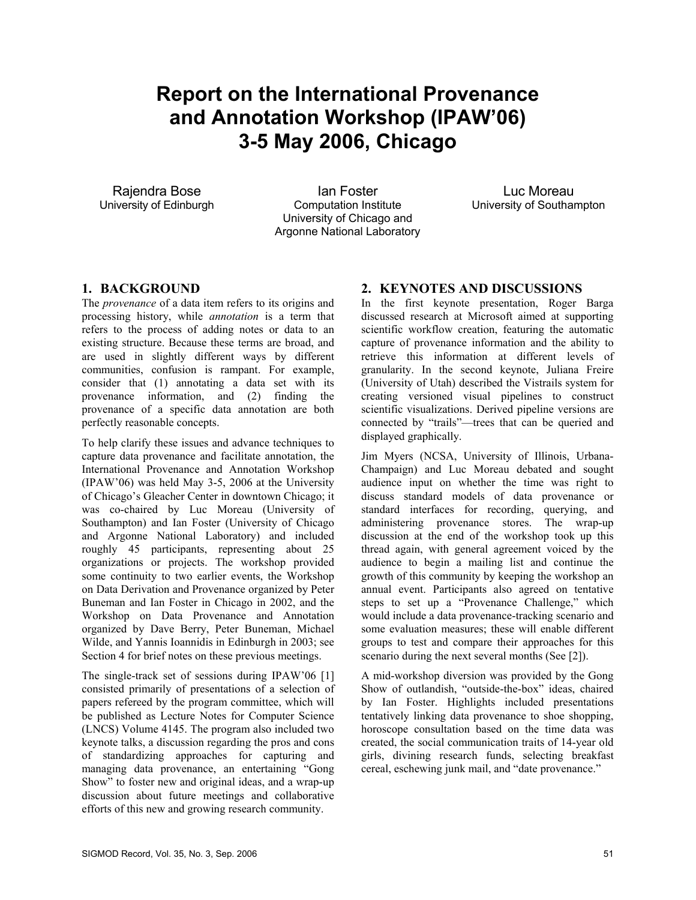# Report on the International Provenance and Annotation Workshop (IPAW'06) 3-5 May 2006, Chicago

Rajendra Bose
University of Edinburgh

Ian Foster
Computation Institute
University of Chicago and
Argonne National Laboratory

Luc Moreau
University of Southampton

## 1. BACKGROUND

The *provenance* of a data item refers to its origins and processing history, while *annotation* is a term that refers to the process of adding notes or data to an existing structure. Because these terms are broad, and are used in slightly different ways by different communities, confusion is rampant. For example, consider that (1) annotating a data set with its provenance information, and (2) finding the provenance of a specific data annotation are both perfectly reasonable concepts.

To help clarify these issues and advance techniques to capture data provenance and facilitate annotation, the International Provenance and Annotation Workshop (IPAW'06) was held May 3-5, 2006 at the University of Chicago's Gleacher Center in downtown Chicago; it was co-chaired by Luc Moreau (University of Southampton) and Ian Foster (University of Chicago and Argonne National Laboratory) and included roughly 45 participants, representing about 25 organizations or projects. The workshop provided some continuity to two earlier events, the Workshop on Data Derivation and Provenance organized by Peter Buneman and Ian Foster in Chicago in 2002, and the Workshop on Data Provenance and Annotation organized by Dave Berry, Peter Buneman, Michael Wilde, and Yannis Ioannidis in Edinburgh in 2003; see Section 4 for brief notes on these previous meetings.

The single-track set of sessions during IPAW'06 [1] consisted primarily of presentations of a selection of papers refereed by the program committee, which will be published as Lecture Notes for Computer Science (LNCS) Volume 4145. The program also included two keynote talks, a discussion regarding the pros and cons of standardizing approaches for capturing and managing data provenance, an entertaining "Gong Show" to foster new and original ideas, and a wrap-up discussion about future meetings and collaborative efforts of this new and growing research community.

## 2. KEYNOTES AND DISCUSSIONS

In the first keynote presentation, Roger Barga discussed research at Microsoft aimed at supporting scientific workflow creation, featuring the automatic capture of provenance information and the ability to retrieve this information at different levels of granularity. In the second keynote, Juliana Freire (University of Utah) described the Vistrails system for creating versioned visual pipelines to construct scientific visualizations. Derived pipeline versions are connected by "trails"—trees that can be queried and displayed graphically.

Jim Myers (NCSA, University of Illinois, Urbana-Champaign) and Luc Moreau debated and sought audience input on whether the time was right to discuss standard models of data provenance or standard interfaces for recording, querying, and administering provenance stores. The wrap-up discussion at the end of the workshop took up this thread again, with general agreement voiced by the audience to begin a mailing list and continue the growth of this community by keeping the workshop an annual event. Participants also agreed on tentative steps to set up a "Provenance Challenge," which would include a data provenance-tracking scenario and some evaluation measures; these will enable different groups to test and compare their approaches for this scenario during the next several months (See [2]).

A mid-workshop diversion was provided by the Gong Show of outlandish, "outside-the-box" ideas, chaired by Ian Foster. Highlights included presentations tentatively linking data provenance to shoe shopping, horoscope consultation based on the time data was created, the social communication traits of 14-year old girls, divining research funds, selecting breakfast cereal, eschewing junk mail, and "date provenance."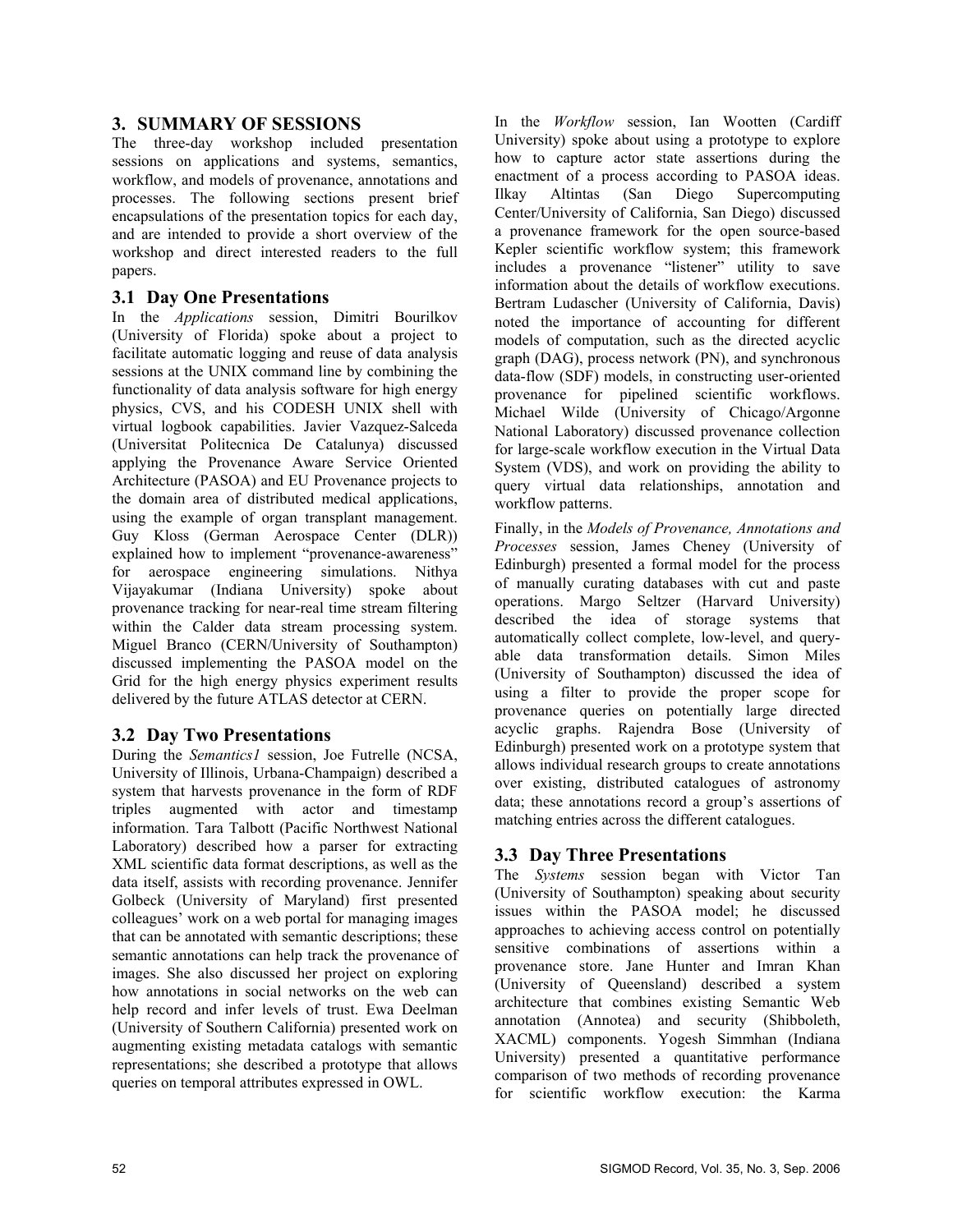## 3. SUMMARY OF SESSIONS

The three-day workshop included presentation sessions on applications and systems, semantics, workflow, and models of provenance, annotations and processes. The following sections present brief encapsulations of the presentation topics for each day, and are intended to provide a short overview of the workshop and direct interested readers to the full papers.

### 3.1 Day One Presentations

In the *Applications* session, Dimitri Bourilkov (University of Florida) spoke about a project to facilitate automatic logging and reuse of data analysis sessions at the UNIX command line by combining the functionality of data analysis software for high energy physics, CVS, and his CODESH UNIX shell with virtual logbook capabilities. Javier Vazquez-Salceda (Universitat Politecnica De Catalunya) discussed applying the Provenance Aware Service Oriented Architecture (PASOA) and EU Provenance projects to the domain area of distributed medical applications, using the example of organ transplant management. Guy Kloss (German Aerospace Center (DLR)) explained how to implement "provenance-awareness" for aerospace engineering simulations. Nithya Vijayakumar (Indiana University) spoke about provenance tracking for near-real time stream filtering within the Calder data stream processing system. Miguel Branco (CERN/University of Southampton) discussed implementing the PASOA model on the Grid for the high energy physics experiment results delivered by the future ATLAS detector at CERN.

### 3.2 Day Two Presentations

During the *Semantics1* session, Joe Futrelle (NCSA, University of Illinois, Urbana-Champaign) described a system that harvests provenance in the form of RDF triples augmented with actor and timestamp information. Tara Talbott (Pacific Northwest National Laboratory) described how a parser for extracting XML scientific data format descriptions, as well as the data itself, assists with recording provenance. Jennifer Golbeck (University of Maryland) first presented colleagues' work on a web portal for managing images that can be annotated with semantic descriptions; these semantic annotations can help track the provenance of images. She also discussed her project on exploring how annotations in social networks on the web can help record and infer levels of trust. Ewa Deelman (University of Southern California) presented work on augmenting existing metadata catalogs with semantic representations; she described a prototype that allows queries on temporal attributes expressed in OWL.

In the *Workflow* session, Ian Wootten (Cardiff University) spoke about using a prototype to explore how to capture actor state assertions during the enactment of a process according to PASOA ideas. Ilkay Altintas (San Diego Supercomputing Center/University of California, San Diego) discussed a provenance framework for the open source-based Kepler scientific workflow system; this framework includes a provenance "listener" utility to save information about the details of workflow executions. Bertram Ludascher (University of California, Davis) noted the importance of accounting for different models of computation, such as the directed acyclic graph (DAG), process network (PN), and synchronous data-flow (SDF) models, in constructing user-oriented provenance for pipelined scientific workflows. Michael Wilde (University of Chicago/Argonne National Laboratory) discussed provenance collection for large-scale workflow execution in the Virtual Data System (VDS), and work on providing the ability to query virtual data relationships, annotation and workflow patterns.

Finally, in the *Models of Provenance, Annotations and Processes* session, James Cheney (University of Edinburgh) presented a formal model for the process of manually curating databases with cut and paste operations. Margo Seltzer (Harvard University) described the idea of storage systems that automatically collect complete, low-level, and query-able data transformation details. Simon Miles (University of Southampton) discussed the idea of using a filter to provide the proper scope for provenance queries on potentially large directed acyclic graphs. Rajendra Bose (University of Edinburgh) presented work on a prototype system that allows individual research groups to create annotations over existing, distributed catalogues of astronomy data; these annotations record a group's assertions of matching entries across the different catalogues.

### 3.3 Day Three Presentations

The *Systems* session began with Victor Tan (University of Southampton) speaking about security issues within the PASOA model; he discussed approaches to achieving access control on potentially sensitive combinations of assertions within a provenance store. Jane Hunter and Imran Khan (University of Queensland) described a system architecture that combines existing Semantic Web annotation (Annotea) and security (Shibboleth, XACML) components. Yogesh Simmhan (Indiana University) presented a quantitative performance comparison of two methods of recording provenance for scientific workflow execution: the Karma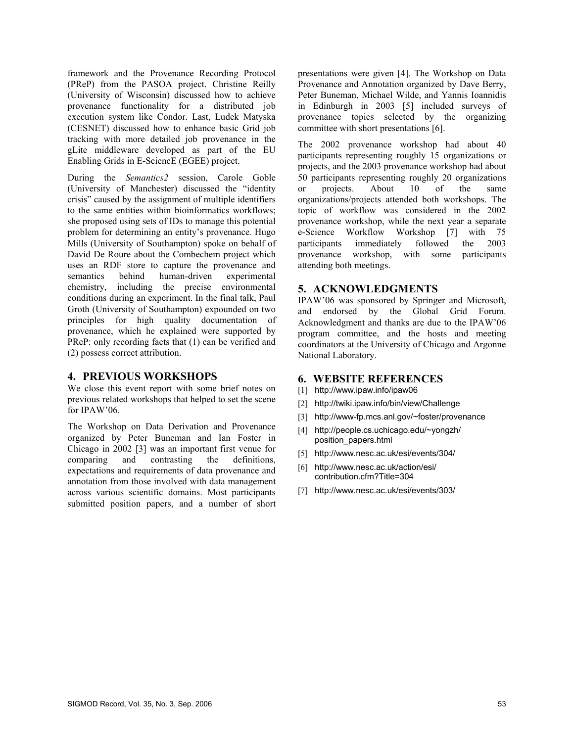framework and the Provenance Recording Protocol (PReP) from the PASOA project. Christine Reilly (University of Wisconsin) discussed how to achieve provenance functionality for a distributed job execution system like Condor. Last, Ludek Matyska (CESNET) discussed how to enhance basic Grid job tracking with more detailed job provenance in the gLite middleware developed as part of the EU Enabling Grids in E-SciencE (EGEE) project.

During the *Semantics2* session, Carole Goble (University of Manchester) discussed the "identity crisis" caused by the assignment of multiple identifiers to the same entities within bioinformatics workflows; she proposed using sets of IDs to manage this potential problem for determining an entity's provenance. Hugo Mills (University of Southampton) spoke on behalf of David De Roure about the Combechem project which uses an RDF store to capture the provenance and semantics behind human-driven experimental chemistry, including the precise environmental conditions during an experiment. In the final talk, Paul Groth (University of Southampton) expounded on two principles for high quality documentation of provenance, which he explained were supported by PReP: only recording facts that (1) can be verified and (2) possess correct attribution.

## 4. PREVIOUS WORKSHOPS

We close this event report with some brief notes on previous related workshops that helped to set the scene for IPAW'06.

The Workshop on Data Derivation and Provenance organized by Peter Buneman and Ian Foster in Chicago in 2002 [3] was an important first venue for comparing and contrasting the definitions, expectations and requirements of data provenance and annotation from those involved with data management across various scientific domains. Most participants submitted position papers, and a number of short presentations were given [4]. The Workshop on Data Provenance and Annotation organized by Dave Berry, Peter Buneman, Michael Wilde, and Yannis Ioannidis in Edinburgh in 2003 [5] included surveys of provenance topics selected by the organizing committee with short presentations [6].

The 2002 provenance workshop had about 40 participants representing roughly 15 organizations or projects, and the 2003 provenance workshop had about 50 participants representing roughly 20 organizations or projects. About 10 of the same organizations/projects attended both workshops. The topic of workflow was considered in the 2002 provenance workshop, while the next year a separate e-Science Workflow Workshop [7] with 75 participants immediately followed the 2003 provenance workshop, with some participants attending both meetings.

## 5. ACKNOWLEDGMENTS

IPAW'06 was sponsored by Springer and Microsoft, and endorsed by the Global Grid Forum. Acknowledgment and thanks are due to the IPAW'06 program committee, and the hosts and meeting coordinators at the University of Chicago and Argonne National Laboratory.

## 6. WEBSITE REFERENCES

[1] http://www.ipaw.info/ipaw06

[2] http://twiki.ipaw.info/bin/view/Challenge

[3] http://www-fp.mcs.anl.gov/~foster/provenance

[4] http://people.cs.uchicago.edu/~yongzh/position_papers.html

[5] http://www.nesc.ac.uk/esi/events/304/

[6] http://www.nesc.ac.uk/action/esi/contribution.cfm?Title=304

[7] http://www.nesc.ac.uk/esi/events/303/